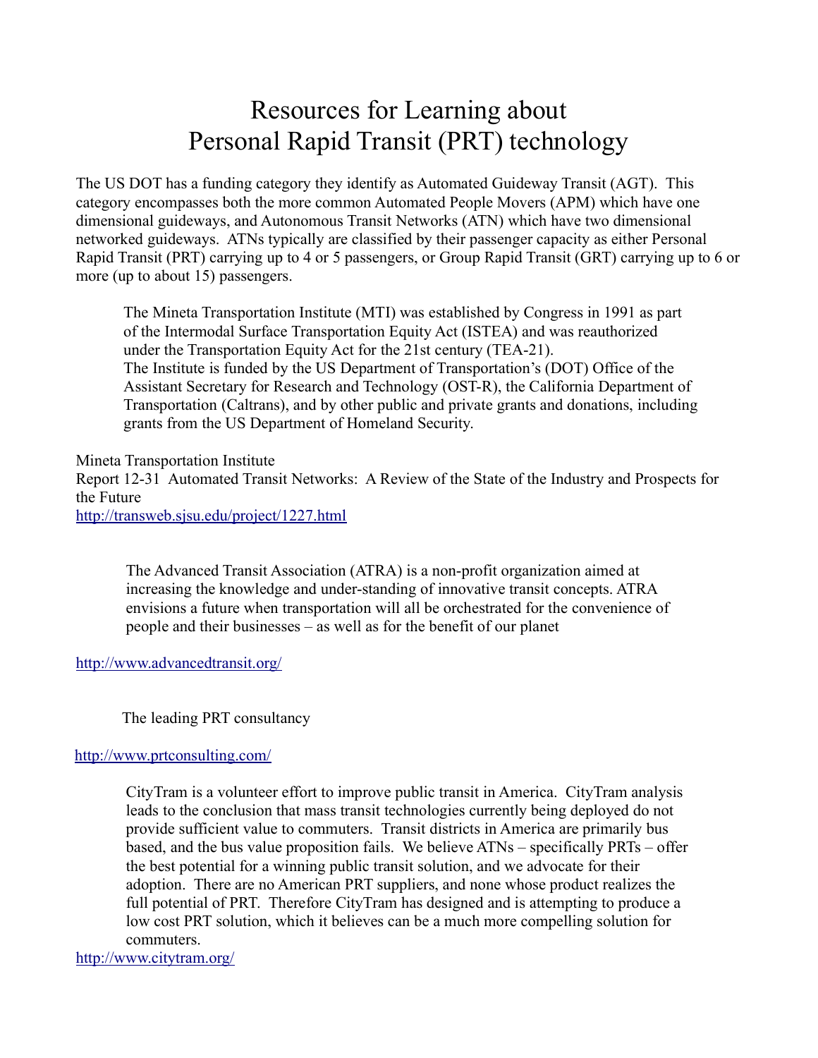# Resources for Learning about Personal Rapid Transit (PRT) technology

The US DOT has a funding category they identify as Automated Guideway Transit (AGT). This category encompasses both the more common Automated People Movers (APM) which have one dimensional guideways, and Autonomous Transit Networks (ATN) which have two dimensional networked guideways. ATNs typically are classified by their passenger capacity as either Personal Rapid Transit (PRT) carrying up to 4 or 5 passengers, or Group Rapid Transit (GRT) carrying up to 6 or more (up to about 15) passengers.

> The Mineta Transportation Institute (MTI) was established by Congress in 1991 as part of the Intermodal Surface Transportation Equity Act (ISTEA) and was reauthorized under the Transportation Equity Act for the 21st century (TEA-21).
> The Institute is funded by the US Department of Transportation's (DOT) Office of the Assistant Secretary for Research and Technology (OST-R), the California Department of Transportation (Caltrans), and by other public and private grants and donations, including grants from the US Department of Homeland Security.

Mineta Transportation Institute
Report 12-31 Automated Transit Networks: A Review of the State of the Industry and Prospects for the Future
http://transweb.sjsu.edu/project/1227.html

> The Advanced Transit Association (ATRA) is a non-profit organization aimed at increasing the knowledge and under-standing of innovative transit concepts. ATRA envisions a future when transportation will all be orchestrated for the convenience of people and their businesses – as well as for the benefit of our planet

http://www.advancedtransit.org/

> The leading PRT consultancy

http://www.prtconsulting.com/

> CityTram is a volunteer effort to improve public transit in America. CityTram analysis leads to the conclusion that mass transit technologies currently being deployed do not provide sufficient value to commuters. Transit districts in America are primarily bus based, and the bus value proposition fails. We believe ATNs – specifically PRTs – offer the best potential for a winning public transit solution, and we advocate for their adoption. There are no American PRT suppliers, and none whose product realizes the full potential of PRT. Therefore CityTram has designed and is attempting to produce a low cost PRT solution, which it believes can be a much more compelling solution for commuters.

http://www.citytram.org/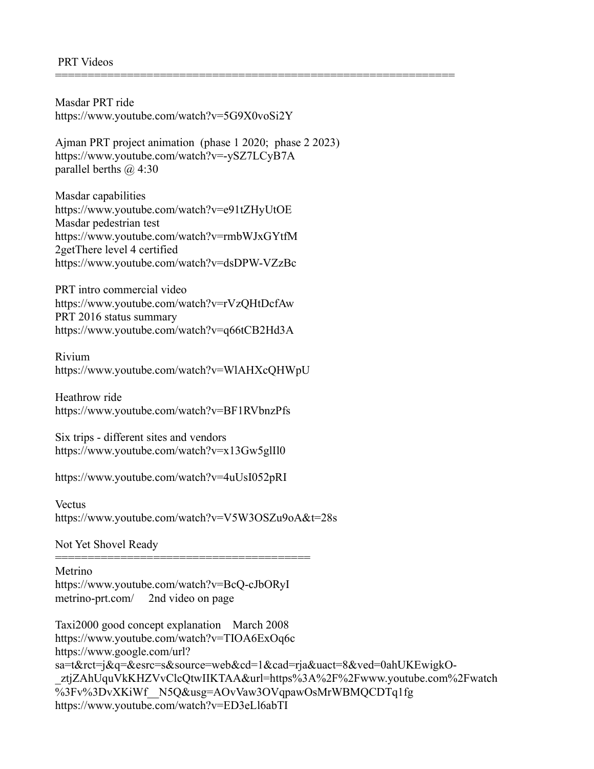PRT Videos

==============================================================

Masdar PRT ride
https://www.youtube.com/watch?v=5G9X0voSi2Y

Ajman PRT project animation (phase 1 2020; phase 2 2023)
https://www.youtube.com/watch?v=-ySZ7LCyB7A
parallel berths @ 4:30

Masdar capabilities
https://www.youtube.com/watch?v=e91tZHyUtOE
Masdar pedestrian test
https://www.youtube.com/watch?v=rmbWJxGYtfM
2getThere level 4 certified
https://www.youtube.com/watch?v=dsDPW-VZzBc

PRT intro commercial video
https://www.youtube.com/watch?v=rVzQHtDcfAw
PRT 2016 status summary
https://www.youtube.com/watch?v=q66tCB2Hd3A

Rivium
https://www.youtube.com/watch?v=WlAHXcQHWpU

Heathrow ride
https://www.youtube.com/watch?v=BF1RVbnzPfs

Six trips - different sites and vendors
https://www.youtube.com/watch?v=x13Gw5glIl0

https://www.youtube.com/watch?v=4uUsI052pRI

Vectus
https://www.youtube.com/watch?v=V5W3OSZu9oA&t=28s

Not Yet Shovel Ready

=======================================

Metrino
https://www.youtube.com/watch?v=BcQ-cJbORyI
metrino-prt.com/ 2nd video on page

Taxi2000 good concept explanation March 2008
https://www.youtube.com/watch?v=TIOA6ExOq6c
https://www.google.com/url?sa=t&rct=j&q=&esrc=s&source=web&cd=1&cad=rja&uact=8&ved=0ahUKEwigkO-_ztjZAhUquVkKHZVvClcQtwIIKTAA&url=https%3A%2F%2Fwww.youtube.com%2Fwatch%3Fv%3DvXKiWf__N5Q&usg=AOvVaw3OVqpawOsMrWBMQCDTq1fg
https://www.youtube.com/watch?v=ED3eLl6abTI